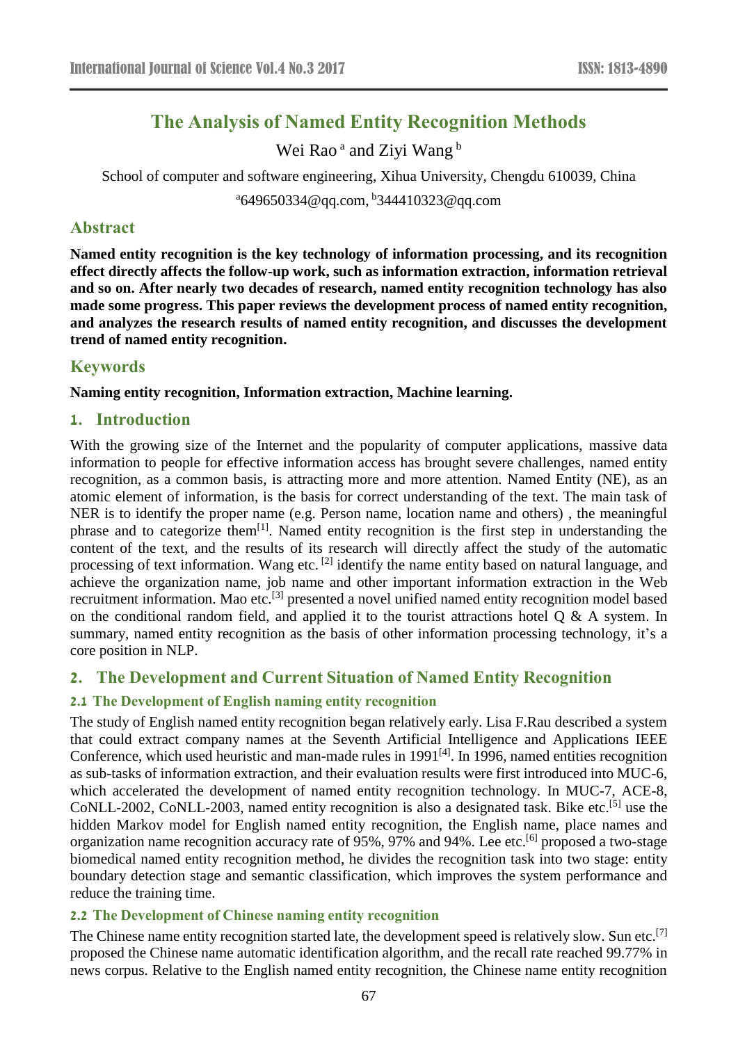# The Analysis of Named Entity Recognition Methods

Wei Rao [a] and Ziyi Wang [b]

School of computer and software engineering, Xihua University, Chengdu 610039, China

[a]649650334@qq.com, [b]344410323@qq.com

## Abstract

**Named entity recognition is the key technology of information processing, and its recognition effect directly affects the follow-up work, such as information extraction, information retrieval and so on. After nearly two decades of research, named entity recognition technology has also made some progress. This paper reviews the development process of named entity recognition, and analyzes the research results of named entity recognition, and discusses the development trend of named entity recognition.**

## Keywords

**Naming entity recognition, Information extraction, Machine learning.**

## 1. Introduction

With the growing size of the Internet and the popularity of computer applications, massive data information to people for effective information access has brought severe challenges, named entity recognition, as a common basis, is attracting more and more attention. Named Entity (NE), as an atomic element of information, is the basis for correct understanding of the text. The main task of NER is to identify the proper name (e.g. Person name, location name and others) , the meaningful phrase and to categorize them[1]. Named entity recognition is the first step in understanding the content of the text, and the results of its research will directly affect the study of the automatic processing of text information. Wang etc. [2] identify the name entity based on natural language, and achieve the organization name, job name and other important information extraction in the Web recruitment information. Mao etc.[3] presented a novel unified named entity recognition model based on the conditional random field, and applied it to the tourist attractions hotel Q & A system. In summary, named entity recognition as the basis of other information processing technology, it's a core position in NLP.

## 2. The Development and Current Situation of Named Entity Recognition

### 2.1 The Development of English naming entity recognition

The study of English named entity recognition began relatively early. Lisa F.Rau described a system that could extract company names at the Seventh Artificial Intelligence and Applications IEEE Conference, which used heuristic and man-made rules in 1991[4]. In 1996, named entities recognition as sub-tasks of information extraction, and their evaluation results were first introduced into MUC-6, which accelerated the development of named entity recognition technology. In MUC-7, ACE-8, CoNLL-2002, CoNLL-2003, named entity recognition is also a designated task. Bike etc.[5] use the hidden Markov model for English named entity recognition, the English name, place names and organization name recognition accuracy rate of 95%, 97% and 94%. Lee etc.[6] proposed a two-stage biomedical named entity recognition method, he divides the recognition task into two stage: entity boundary detection stage and semantic classification, which improves the system performance and reduce the training time.

### 2.2 The Development of Chinese naming entity recognition

The Chinese name entity recognition started late, the development speed is relatively slow. Sun etc.[7] proposed the Chinese name automatic identification algorithm, and the recall rate reached 99.77% in news corpus. Relative to the English named entity recognition, the Chinese name entity recognition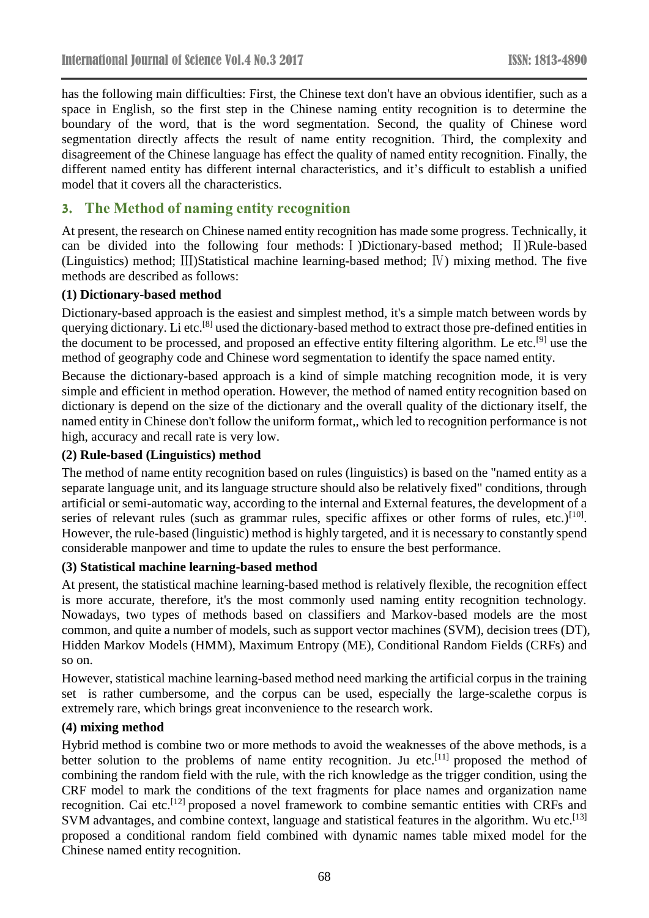has the following main difficulties: First, the Chinese text don't have an obvious identifier, such as a space in English, so the first step in the Chinese naming entity recognition is to determine the boundary of the word, that is the word segmentation. Second, the quality of Chinese word segmentation directly affects the result of name entity recognition. Third, the complexity and disagreement of the Chinese language has effect the quality of named entity recognition. Finally, the different named entity has different internal characteristics, and it's difficult to establish a unified model that it covers all the characteristics.

## 3. The Method of naming entity recognition

At present, the research on Chinese named entity recognition has made some progress. Technically, it can be divided into the following four methods: Ⅰ)Dictionary-based method; Ⅱ)Rule-based (Linguistics) method; Ⅲ)Statistical machine learning-based method; Ⅳ) mixing method. The five methods are described as follows:

**(1) Dictionary-based method**

Dictionary-based approach is the easiest and simplest method, it's a simple match between words by querying dictionary. Li etc.[8] used the dictionary-based method to extract those pre-defined entities in the document to be processed, and proposed an effective entity filtering algorithm. Le etc.[9] use the method of geography code and Chinese word segmentation to identify the space named entity.

Because the dictionary-based approach is a kind of simple matching recognition mode, it is very simple and efficient in method operation. However, the method of named entity recognition based on dictionary is depend on the size of the dictionary and the overall quality of the dictionary itself, the named entity in Chinese don't follow the uniform format,, which led to recognition performance is not high, accuracy and recall rate is very low.

**(2) Rule-based (Linguistics) method**

The method of name entity recognition based on rules (linguistics) is based on the "named entity as a separate language unit, and its language structure should also be relatively fixed" conditions, through artificial or semi-automatic way, according to the internal and External features, the development of a series of relevant rules (such as grammar rules, specific affixes or other forms of rules, etc.)[10]. However, the rule-based (linguistic) method is highly targeted, and it is necessary to constantly spend considerable manpower and time to update the rules to ensure the best performance.

**(3) Statistical machine learning-based method**

At present, the statistical machine learning-based method is relatively flexible, the recognition effect is more accurate, therefore, it's the most commonly used naming entity recognition technology. Nowadays, two types of methods based on classifiers and Markov-based models are the most common, and quite a number of models, such as support vector machines (SVM), decision trees (DT), Hidden Markov Models (HMM), Maximum Entropy (ME), Conditional Random Fields (CRFs) and so on.

However, statistical machine learning-based method need marking the artificial corpus in the training set is rather cumbersome, and the corpus can be used, especially the large-scalethe corpus is extremely rare, which brings great inconvenience to the research work.

**(4) mixing method**

Hybrid method is combine two or more methods to avoid the weaknesses of the above methods, is a better solution to the problems of name entity recognition. Ju etc.[11] proposed the method of combining the random field with the rule, with the rich knowledge as the trigger condition, using the CRF model to mark the conditions of the text fragments for place names and organization name recognition. Cai etc.[12] proposed a novel framework to combine semantic entities with CRFs and SVM advantages, and combine context, language and statistical features in the algorithm. Wu etc.[13] proposed a conditional random field combined with dynamic names table mixed model for the Chinese named entity recognition.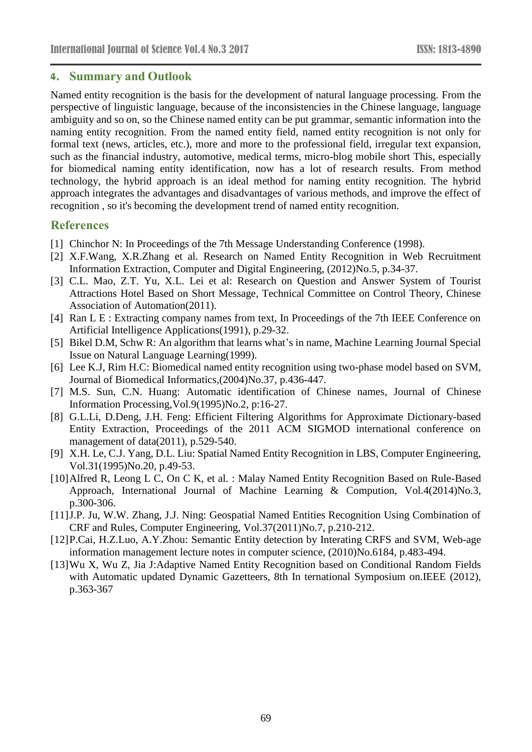## 4. Summary and Outlook

Named entity recognition is the basis for the development of natural language processing. From the perspective of linguistic language, because of the inconsistencies in the Chinese language, language ambiguity and so on, so the Chinese named entity can be put grammar, semantic information into the naming entity recognition. From the named entity field, named entity recognition is not only for formal text (news, articles, etc.), more and more to the professional field, irregular text expansion, such as the financial industry, automotive, medical terms, micro-blog mobile short This, especially for biomedical naming entity identification, now has a lot of research results. From method technology, the hybrid approach is an ideal method for naming entity recognition. The hybrid approach integrates the advantages and disadvantages of various methods, and improve the effect of recognition , so it's becoming the development trend of named entity recognition.

## References

[1] Chinchor N: In Proceedings of the 7th Message Understanding Conference (1998).

[2] X.F.Wang, X.R.Zhang et al. Research on Named Entity Recognition in Web Recruitment Information Extraction, Computer and Digital Engineering, (2012)No.5, p.34-37.

[3] C.L. Mao, Z.T. Yu, X.L. Lei et al: Research on Question and Answer System of Tourist Attractions Hotel Based on Short Message, Technical Committee on Control Theory, Chinese Association of Automation(2011).

[4] Ran L E : Extracting company names from text, In Proceedings of the 7th IEEE Conference on Artificial Intelligence Applications(1991), p.29-32.

[5] Bikel D.M, Schw R: An algorithm that learns what's in name, Machine Learning Journal Special Issue on Natural Language Learning(1999).

[6] Lee K.J, Rim H.C: Biomedical named entity recognition using two-phase model based on SVM, Journal of Biomedical Informatics,(2004)No.37, p.436-447.

[7] M.S. Sun, C.N. Huang: Automatic identification of Chinese names, Journal of Chinese Information Processing,Vol.9(1995)No.2, p:16-27.

[8] G.L.Li, D.Deng, J.H. Feng: Efficient Filtering Algorithms for Approximate Dictionary-based Entity Extraction, Proceedings of the 2011 ACM SIGMOD international conference on management of data(2011), p.529-540.

[9] X.H. Le, C.J. Yang, D.L. Liu: Spatial Named Entity Recognition in LBS, Computer Engineering, Vol.31(1995)No.20, p.49-53.

[10] Alfred R, Leong L C, On C K, et al. : Malay Named Entity Recognition Based on Rule-Based Approach, International Journal of Machine Learning & Compution, Vol.4(2014)No.3, p.300-306.

[11] J.P. Ju, W.W. Zhang, J.J. Ning: Geospatial Named Entities Recognition Using Combination of CRF and Rules, Computer Engineering, Vol.37(2011)No.7, p.210-212.

[12] P.Cai, H.Z.Luo, A.Y.Zhou: Semantic Entity detection by Interating CRFS and SVM, Web-age information management lecture notes in computer science, (2010)No.6184, p.483-494.

[13] Wu X, Wu Z, Jia J:Adaptive Named Entity Recognition based on Conditional Random Fields with Automatic updated Dynamic Gazetteers, 8th In ternational Symposium on.IEEE (2012), p.363-367